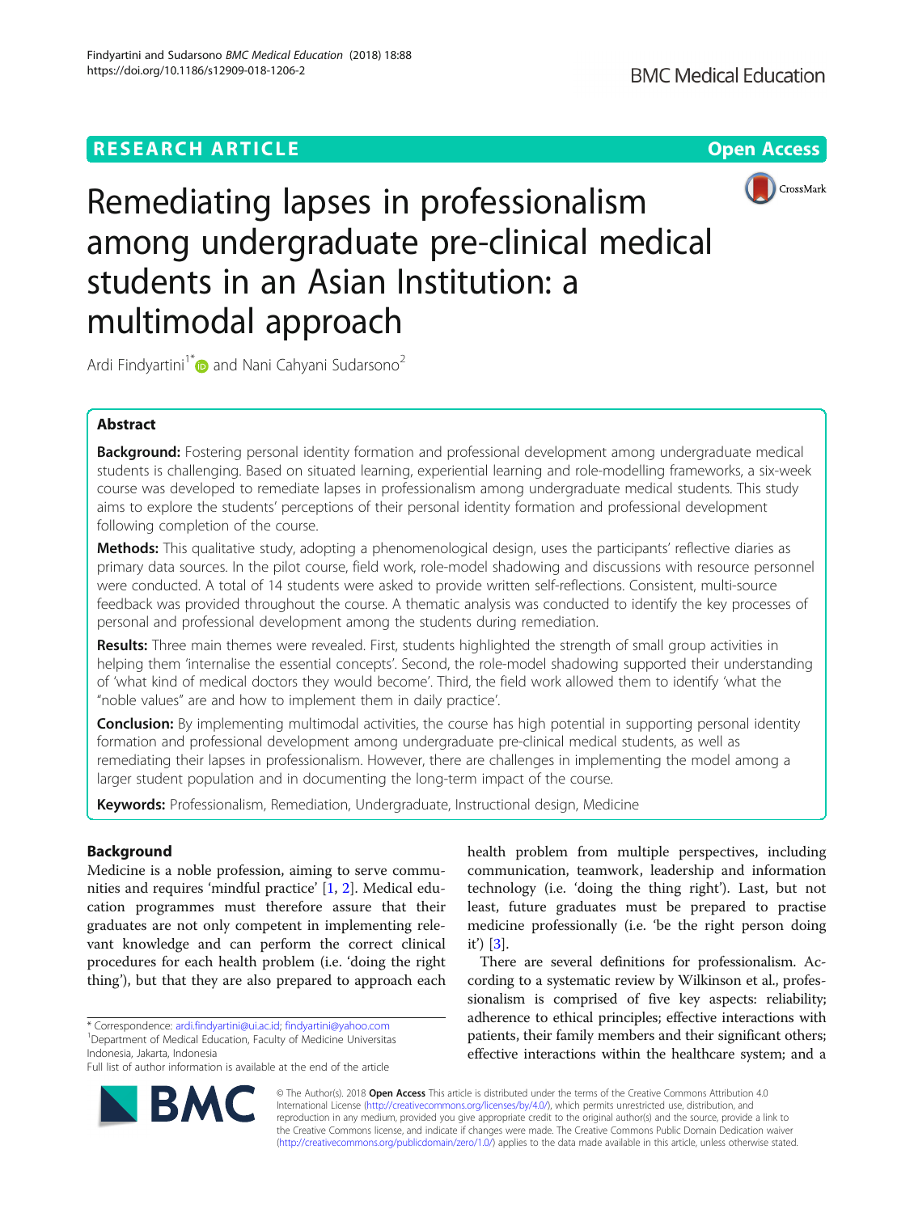RESEARCH ARTICLE

Open Access

# Remediating lapses in professionalism among undergraduate pre-clinical medical students in an Asian Institution: a multimodal approach

Ardi Findyartini[1*] and Nani Cahyani Sudarsono[2]

## Abstract

**Background:** Fostering personal identity formation and professional development among undergraduate medical students is challenging. Based on situated learning, experiential learning and role-modelling frameworks, a six-week course was developed to remediate lapses in professionalism among undergraduate medical students. This study aims to explore the students' perceptions of their personal identity formation and professional development following completion of the course.

**Methods:** This qualitative study, adopting a phenomenological design, uses the participants' reflective diaries as primary data sources. In the pilot course, field work, role-model shadowing and discussions with resource personnel were conducted. A total of 14 students were asked to provide written self-reflections. Consistent, multi-source feedback was provided throughout the course. A thematic analysis was conducted to identify the key processes of personal and professional development among the students during remediation.

**Results:** Three main themes were revealed. First, students highlighted the strength of small group activities in helping them 'internalise the essential concepts'. Second, the role-model shadowing supported their understanding of 'what kind of medical doctors they would become'. Third, the field work allowed them to identify 'what the "noble values" are and how to implement them in daily practice'.

**Conclusion:** By implementing multimodal activities, the course has high potential in supporting personal identity formation and professional development among undergraduate pre-clinical medical students, as well as remediating their lapses in professionalism. However, there are challenges in implementing the model among a larger student population and in documenting the long-term impact of the course.

**Keywords:** Professionalism, Remediation, Undergraduate, Instructional design, Medicine

## Background

Medicine is a noble profession, aiming to serve communities and requires 'mindful practice' [1, 2]. Medical education programmes must therefore assure that their graduates are not only competent in implementing relevant knowledge and can perform the correct clinical procedures for each health problem (i.e. 'doing the right thing'), but that they are also prepared to approach each health problem from multiple perspectives, including communication, teamwork, leadership and information technology (i.e. 'doing the thing right'). Last, but not least, future graduates must be prepared to practise medicine professionally (i.e. 'be the right person doing it') [3].

There are several definitions for professionalism. According to a systematic review by Wilkinson et al., professionalism is comprised of five key aspects: reliability; adherence to ethical principles; effective interactions with patients, their family members and their significant others; effective interactions within the healthcare system; and a

\* Correspondence: ardi.findyartini@ui.ac.id; findyartini@yahoo.com
[1]Department of Medical Education, Faculty of Medicine Universitas Indonesia, Jakarta, Indonesia
Full list of author information is available at the end of the article

© The Author(s). 2018 **Open Access** This article is distributed under the terms of the Creative Commons Attribution 4.0 International License (http://creativecommons.org/licenses/by/4.0/), which permits unrestricted use, distribution, and reproduction in any medium, provided you give appropriate credit to the original author(s) and the source, provide a link to the Creative Commons license, and indicate if changes were made. The Creative Commons Public Domain Dedication waiver (http://creativecommons.org/publicdomain/zero/1.0/) applies to the data made available in this article, unless otherwise stated.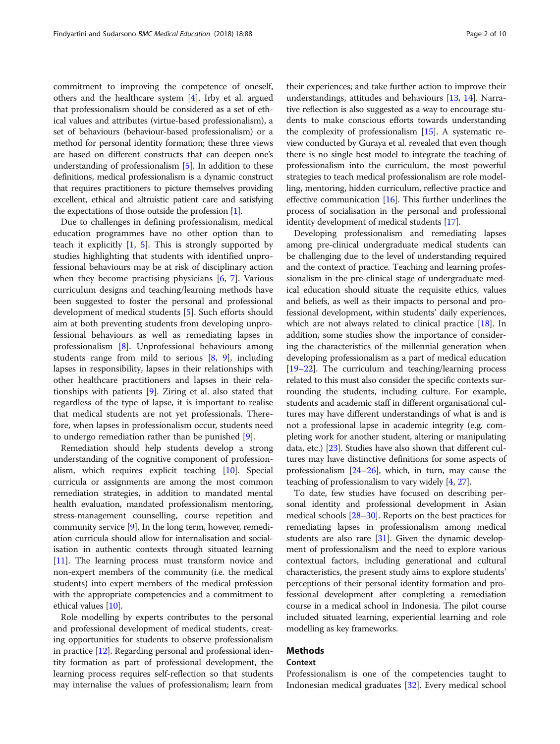commitment to improving the competence of oneself, others and the healthcare system [4]. Irby et al. argued that professionalism should be considered as a set of ethical values and attributes (virtue-based professionalism), a set of behaviours (behaviour-based professionalism) or a method for personal identity formation; these three views are based on different constructs that can deepen one's understanding of professionalism [5]. In addition to these definitions, medical professionalism is a dynamic construct that requires practitioners to picture themselves providing excellent, ethical and altruistic patient care and satisfying the expectations of those outside the profession [1].

Due to challenges in defining professionalism, medical education programmes have no other option than to teach it explicitly [1, 5]. This is strongly supported by studies highlighting that students with identified unprofessional behaviours may be at risk of disciplinary action when they become practising physicians [6, 7]. Various curriculum designs and teaching/learning methods have been suggested to foster the personal and professional development of medical students [5]. Such efforts should aim at both preventing students from developing unprofessional behaviours as well as remediating lapses in professionalism [8]. Unprofessional behaviours among students range from mild to serious [8, 9], including lapses in responsibility, lapses in their relationships with other healthcare practitioners and lapses in their relationships with patients [9]. Ziring et al. also stated that regardless of the type of lapse, it is important to realise that medical students are not yet professionals. Therefore, when lapses in professionalism occur, students need to undergo remediation rather than be punished [9].

Remediation should help students develop a strong understanding of the cognitive component of professionalism, which requires explicit teaching [10]. Special curricula or assignments are among the most common remediation strategies, in addition to mandated mental health evaluation, mandated professionalism mentoring, stress-management counselling, course repetition and community service [9]. In the long term, however, remediation curricula should allow for internalisation and socialisation in authentic contexts through situated learning [11]. The learning process must transform novice and non-expert members of the community (i.e. the medical students) into expert members of the medical profession with the appropriate competencies and a commitment to ethical values [10].

Role modelling by experts contributes to the personal and professional development of medical students, creating opportunities for students to observe professionalism in practice [12]. Regarding personal and professional identity formation as part of professional development, the learning process requires self-reflection so that students may internalise the values of professionalism; learn from their experiences; and take further action to improve their understandings, attitudes and behaviours [13, 14]. Narrative reflection is also suggested as a way to encourage students to make conscious efforts towards understanding the complexity of professionalism [15]. A systematic review conducted by Guraya et al. revealed that even though there is no single best model to integrate the teaching of professionalism into the curriculum, the most powerful strategies to teach medical professionalism are role modelling, mentoring, hidden curriculum, reflective practice and effective communication [16]. This further underlines the process of socialisation in the personal and professional identity development of medical students [17].

Developing professionalism and remediating lapses among pre-clinical undergraduate medical students can be challenging due to the level of understanding required and the context of practice. Teaching and learning professionalism in the pre-clinical stage of undergraduate medical education should situate the requisite ethics, values and beliefs, as well as their impacts to personal and professional development, within students' daily experiences, which are not always related to clinical practice [18]. In addition, some studies show the importance of considering the characteristics of the millennial generation when developing professionalism as a part of medical education [19–22]. The curriculum and teaching/learning process related to this must also consider the specific contexts surrounding the students, including culture. For example, students and academic staff in different organisational cultures may have different understandings of what is and is not a professional lapse in academic integrity (e.g. completing work for another student, altering or manipulating data, etc.) [23]. Studies have also shown that different cultures may have distinctive definitions for some aspects of professionalism [24–26], which, in turn, may cause the teaching of professionalism to vary widely [4, 27].

To date, few studies have focused on describing personal identity and professional development in Asian medical schools [28–30]. Reports on the best practices for remediating lapses in professionalism among medical students are also rare [31]. Given the dynamic development of professionalism and the need to explore various contextual factors, including generational and cultural characteristics, the present study aims to explore students' perceptions of their personal identity formation and professional development after completing a remediation course in a medical school in Indonesia. The pilot course included situated learning, experiential learning and role modelling as key frameworks.

## Methods

### Context

Professionalism is one of the competencies taught to Indonesian medical graduates [32]. Every medical school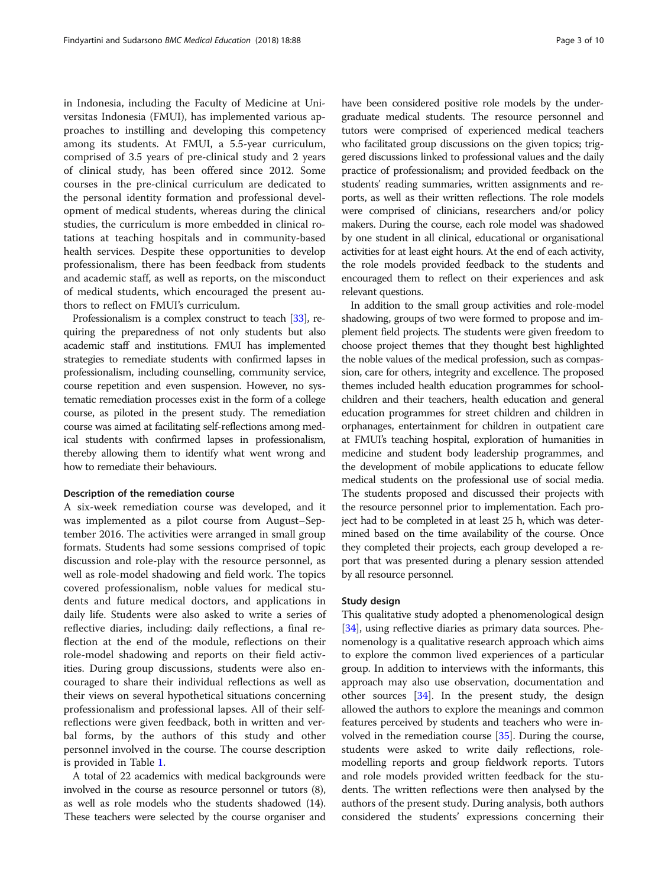in Indonesia, including the Faculty of Medicine at Universitas Indonesia (FMUI), has implemented various approaches to instilling and developing this competency among its students. At FMUI, a 5.5-year curriculum, comprised of 3.5 years of pre-clinical study and 2 years of clinical study, has been offered since 2012. Some courses in the pre-clinical curriculum are dedicated to the personal identity formation and professional development of medical students, whereas during the clinical studies, the curriculum is more embedded in clinical rotations at teaching hospitals and in community-based health services. Despite these opportunities to develop professionalism, there has been feedback from students and academic staff, as well as reports, on the misconduct of medical students, which encouraged the present authors to reflect on FMUI's curriculum.

Professionalism is a complex construct to teach [33], requiring the preparedness of not only students but also academic staff and institutions. FMUI has implemented strategies to remediate students with confirmed lapses in professionalism, including counselling, community service, course repetition and even suspension. However, no systematic remediation processes exist in the form of a college course, as piloted in the present study. The remediation course was aimed at facilitating self-reflections among medical students with confirmed lapses in professionalism, thereby allowing them to identify what went wrong and how to remediate their behaviours.

### Description of the remediation course

A six-week remediation course was developed, and it was implemented as a pilot course from August–September 2016. The activities were arranged in small group formats. Students had some sessions comprised of topic discussion and role-play with the resource personnel, as well as role-model shadowing and field work. The topics covered professionalism, noble values for medical students and future medical doctors, and applications in daily life. Students were also asked to write a series of reflective diaries, including: daily reflections, a final reflection at the end of the module, reflections on their role-model shadowing and reports on their field activities. During group discussions, students were also encouraged to share their individual reflections as well as their views on several hypothetical situations concerning professionalism and professional lapses. All of their self-reflections were given feedback, both in written and verbal forms, by the authors of this study and other personnel involved in the course. The course description is provided in Table 1.

A total of 22 academics with medical backgrounds were involved in the course as resource personnel or tutors (8), as well as role models who the students shadowed (14). These teachers were selected by the course organiser and have been considered positive role models by the undergraduate medical students. The resource personnel and tutors were comprised of experienced medical teachers who facilitated group discussions on the given topics; triggered discussions linked to professional values and the daily practice of professionalism; and provided feedback on the students' reading summaries, written assignments and reports, as well as their written reflections. The role models were comprised of clinicians, researchers and/or policy makers. During the course, each role model was shadowed by one student in all clinical, educational or organisational activities for at least eight hours. At the end of each activity, the role models provided feedback to the students and encouraged them to reflect on their experiences and ask relevant questions.

In addition to the small group activities and role-model shadowing, groups of two were formed to propose and implement field projects. The students were given freedom to choose project themes that they thought best highlighted the noble values of the medical profession, such as compassion, care for others, integrity and excellence. The proposed themes included health education programmes for schoolchildren and their teachers, health education and general education programmes for street children and children in orphanages, entertainment for children in outpatient care at FMUI's teaching hospital, exploration of humanities in medicine and student body leadership programmes, and the development of mobile applications to educate fellow medical students on the professional use of social media. The students proposed and discussed their projects with the resource personnel prior to implementation. Each project had to be completed in at least 25 h, which was determined based on the time availability of the course. Once they completed their projects, each group developed a report that was presented during a plenary session attended by all resource personnel.

### Study design

This qualitative study adopted a phenomenological design [34], using reflective diaries as primary data sources. Phenomenology is a qualitative research approach which aims to explore the common lived experiences of a particular group. In addition to interviews with the informants, this approach may also use observation, documentation and other sources [34]. In the present study, the design allowed the authors to explore the meanings and common features perceived by students and teachers who were involved in the remediation course [35]. During the course, students were asked to write daily reflections, role-modelling reports and group fieldwork reports. Tutors and role models provided written feedback for the students. The written reflections were then analysed by the authors of the present study. During analysis, both authors considered the students' expressions concerning their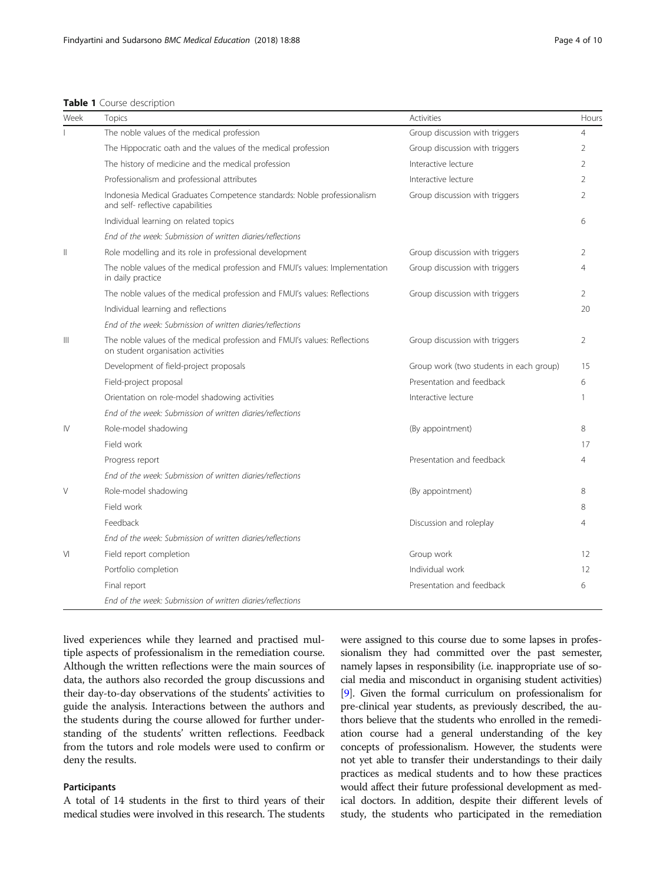**Table 1** Course description

| Week | Topics | Activities | Hours |
|---|---|---|---|
| I | The noble values of the medical profession | Group discussion with triggers | 4 |
| | The Hippocratic oath and the values of the medical profession | Group discussion with triggers | 2 |
| | The history of medicine and the medical profession | Interactive lecture | 2 |
| | Professionalism and professional attributes | Interactive lecture | 2 |
| | Indonesia Medical Graduates Competence standards: Noble professionalism and self- reflective capabilities | Group discussion with triggers | 2 |
| | Individual learning on related topics | | 6 |
| | *End of the week: Submission of written diaries/reflections* | | |
| II | Role modelling and its role in professional development | Group discussion with triggers | 2 |
| | The noble values of the medical profession and FMUI's values: Implementation in daily practice | Group discussion with triggers | 4 |
| | The noble values of the medical profession and FMUI's values: Reflections | Group discussion with triggers | 2 |
| | Individual learning and reflections | | 20 |
| | *End of the week: Submission of written diaries/reflections* | | |
| III | The noble values of the medical profession and FMUI's values: Reflections on student organisation activities | Group discussion with triggers | 2 |
| | Development of field-project proposals | Group work (two students in each group) | 15 |
| | Field-project proposal | Presentation and feedback | 6 |
| | Orientation on role-model shadowing activities | Interactive lecture | 1 |
| | *End of the week: Submission of written diaries/reflections* | | |
| IV | Role-model shadowing | (By appointment) | 8 |
| | Field work | | 17 |
| | Progress report | Presentation and feedback | 4 |
| | *End of the week: Submission of written diaries/reflections* | | |
| V | Role-model shadowing | (By appointment) | 8 |
| | Field work | | 8 |
| | Feedback | Discussion and roleplay | 4 |
| | *End of the week: Submission of written diaries/reflections* | | |
| VI | Field report completion | Group work | 12 |
| | Portfolio completion | Individual work | 12 |
| | Final report | Presentation and feedback | 6 |
| | *End of the week: Submission of written diaries/reflections* | | |

lived experiences while they learned and practised multiple aspects of professionalism in the remediation course. Although the written reflections were the main sources of data, the authors also recorded the group discussions and their day-to-day observations of the students' activities to guide the analysis. Interactions between the authors and the students during the course allowed for further understanding of the students' written reflections. Feedback from the tutors and role models were used to confirm or deny the results.

### Participants

A total of 14 students in the first to third years of their medical studies were involved in this research. The students were assigned to this course due to some lapses in professionalism they had committed over the past semester, namely lapses in responsibility (i.e. inappropriate use of social media and misconduct in organising student activities) [9]. Given the formal curriculum on professionalism for pre-clinical year students, as previously described, the authors believe that the students who enrolled in the remediation course had a general understanding of the key concepts of professionalism. However, the students were not yet able to transfer their understandings to their daily practices as medical students and to how these practices would affect their future professional development as medical doctors. In addition, despite their different levels of study, the students who participated in the remediation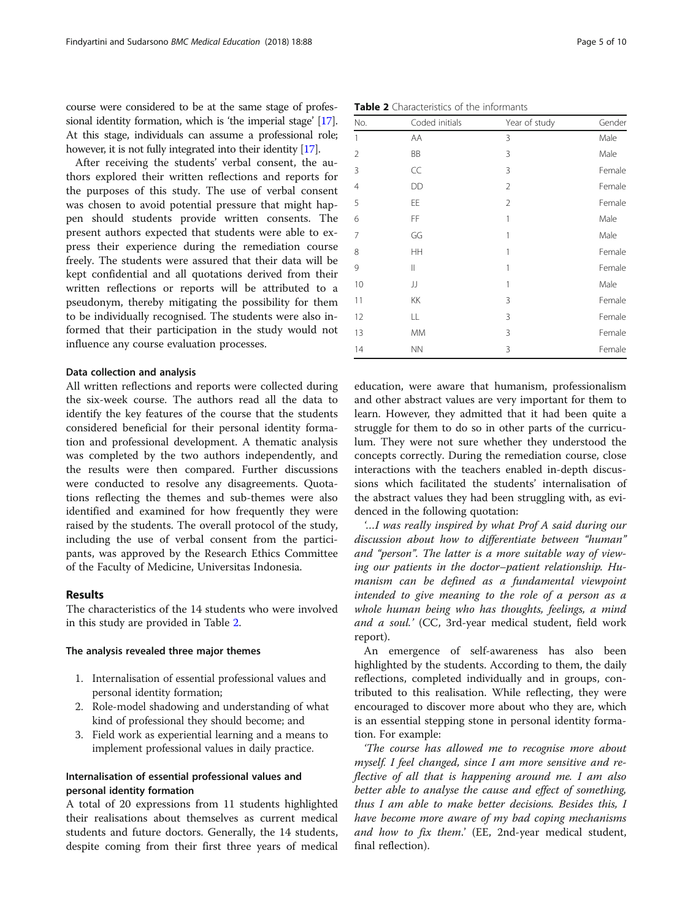course were considered to be at the same stage of professional identity formation, which is 'the imperial stage' [17]. At this stage, individuals can assume a professional role; however, it is not fully integrated into their identity [17].

After receiving the students' verbal consent, the authors explored their written reflections and reports for the purposes of this study. The use of verbal consent was chosen to avoid potential pressure that might happen should students provide written consents. The present authors expected that students were able to express their experience during the remediation course freely. The students were assured that their data will be kept confidential and all quotations derived from their written reflections or reports will be attributed to a pseudonym, thereby mitigating the possibility for them to be individually recognised. The students were also informed that their participation in the study would not influence any course evaluation processes.

### Data collection and analysis

All written reflections and reports were collected during the six-week course. The authors read all the data to identify the key features of the course that the students considered beneficial for their personal identity formation and professional development. A thematic analysis was completed by the two authors independently, and the results were then compared. Further discussions were conducted to resolve any disagreements. Quotations reflecting the themes and sub-themes were also identified and examined for how frequently they were raised by the students. The overall protocol of the study, including the use of verbal consent from the participants, was approved by the Research Ethics Committee of the Faculty of Medicine, Universitas Indonesia.

## Results

The characteristics of the 14 students who were involved in this study are provided in Table 2.

**Table 2** Characteristics of the informants

| No. | Coded initials | Year of study | Gender |
|---|---|---|---|
| 1 | AA | 3 | Male |
| 2 | BB | 3 | Male |
| 3 | CC | 3 | Female |
| 4 | DD | 2 | Female |
| 5 | EE | 2 | Female |
| 6 | FF | 1 | Male |
| 7 | GG | 1 | Male |
| 8 | HH | 1 | Female |
| 9 | II | 1 | Female |
| 10 | JJ | 1 | Male |
| 11 | KK | 3 | Female |
| 12 | LL | 3 | Female |
| 13 | MM | 3 | Female |
| 14 | NN | 3 | Female |

### The analysis revealed three major themes

1. Internalisation of essential professional values and personal identity formation;
2. Role-model shadowing and understanding of what kind of professional they should become; and
3. Field work as experiential learning and a means to implement professional values in daily practice.

### Internalisation of essential professional values and personal identity formation

A total of 20 expressions from 11 students highlighted their realisations about themselves as current medical students and future doctors. Generally, the 14 students, despite coming from their first three years of medical education, were aware that humanism, professionalism and other abstract values are very important for them to learn. However, they admitted that it had been quite a struggle for them to do so in other parts of the curriculum. They were not sure whether they understood the concepts correctly. During the remediation course, close interactions with the teachers enabled in-depth discussions which facilitated the students' internalisation of the abstract values they had been struggling with, as evidenced in the following quotation:

'*...I was really inspired by what Prof A said during our discussion about how to differentiate between "human" and "person". The latter is a more suitable way of viewing our patients in the doctor–patient relationship. Humanism can be defined as a fundamental viewpoint intended to give meaning to the role of a person as a whole human being who has thoughts, feelings, a mind and a soul.*' (CC, 3rd-year medical student, field work report).

An emergence of self-awareness has also been highlighted by the students. According to them, the daily reflections, completed individually and in groups, contributed to this realisation. While reflecting, they were encouraged to discover more about who they are, which is an essential stepping stone in personal identity formation. For example:

'*The course has allowed me to recognise more about myself. I feel changed, since I am more sensitive and reflective of all that is happening around me. I am also better able to analyse the cause and effect of something, thus I am able to make better decisions. Besides this, I have become more aware of my bad coping mechanisms and how to fix them.*' (EE, 2nd-year medical student, final reflection).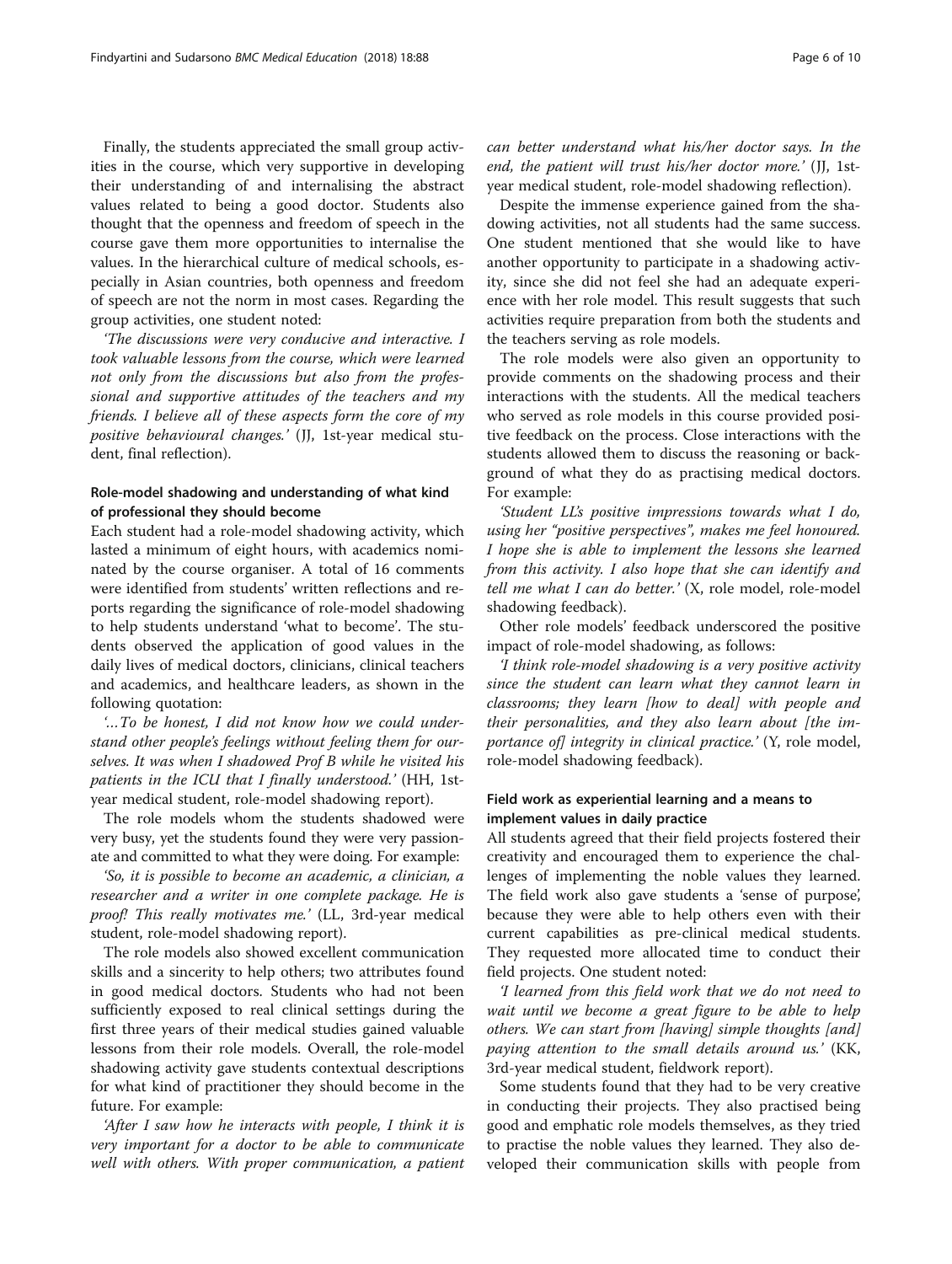Finally, the students appreciated the small group activities in the course, which very supportive in developing their understanding of and internalising the abstract values related to being a good doctor. Students also thought that the openness and freedom of speech in the course gave them more opportunities to internalise the values. In the hierarchical culture of medical schools, especially in Asian countries, both openness and freedom of speech are not the norm in most cases. Regarding the group activities, one student noted:

*'The discussions were very conducive and interactive. I took valuable lessons from the course, which were learned not only from the discussions but also from the professional and supportive attitudes of the teachers and my friends. I believe all of these aspects form the core of my positive behavioural changes.'* (JJ, 1st-year medical student, final reflection).

### Role-model shadowing and understanding of what kind of professional they should become

Each student had a role-model shadowing activity, which lasted a minimum of eight hours, with academics nominated by the course organiser. A total of 16 comments were identified from students' written reflections and reports regarding the significance of role-model shadowing to help students understand 'what to become'. The students observed the application of good values in the daily lives of medical doctors, clinicians, clinical teachers and academics, and healthcare leaders, as shown in the following quotation:

*'…To be honest, I did not know how we could understand other people's feelings without feeling them for ourselves. It was when I shadowed Prof B while he visited his patients in the ICU that I finally understood.'* (HH, 1st-year medical student, role-model shadowing report).

The role models whom the students shadowed were very busy, yet the students found they were very passionate and committed to what they were doing. For example:

*'So, it is possible to become an academic, a clinician, a researcher and a writer in one complete package. He is proof! This really motivates me.'* (LL, 3rd-year medical student, role-model shadowing report).

The role models also showed excellent communication skills and a sincerity to help others; two attributes found in good medical doctors. Students who had not been sufficiently exposed to real clinical settings during the first three years of their medical studies gained valuable lessons from their role models. Overall, the role-model shadowing activity gave students contextual descriptions for what kind of practitioner they should become in the future. For example:

*'After I saw how he interacts with people, I think it is very important for a doctor to be able to communicate well with others. With proper communication, a patient can better understand what his/her doctor says. In the end, the patient will trust his/her doctor more.'* (JJ, 1st-year medical student, role-model shadowing reflection).

Despite the immense experience gained from the shadowing activities, not all students had the same success. One student mentioned that she would like to have another opportunity to participate in a shadowing activity, since she did not feel she had an adequate experience with her role model. This result suggests that such activities require preparation from both the students and the teachers serving as role models.

The role models were also given an opportunity to provide comments on the shadowing process and their interactions with the students. All the medical teachers who served as role models in this course provided positive feedback on the process. Close interactions with the students allowed them to discuss the reasoning or background of what they do as practising medical doctors. For example:

*'Student LL's positive impressions towards what I do, using her "positive perspectives", makes me feel honoured. I hope she is able to implement the lessons she learned from this activity. I also hope that she can identify and tell me what I can do better.'* (X, role model, role-model shadowing feedback).

Other role models' feedback underscored the positive impact of role-model shadowing, as follows:

*'I think role-model shadowing is a very positive activity since the student can learn what they cannot learn in classrooms; they learn [how to deal] with people and their personalities, and they also learn about [the importance of] integrity in clinical practice.'* (Y, role model, role-model shadowing feedback).

### Field work as experiential learning and a means to implement values in daily practice

All students agreed that their field projects fostered their creativity and encouraged them to experience the challenges of implementing the noble values they learned. The field work also gave students a 'sense of purpose', because they were able to help others even with their current capabilities as pre-clinical medical students. They requested more allocated time to conduct their field projects. One student noted:

*'I learned from this field work that we do not need to wait until we become a great figure to be able to help others. We can start from [having] simple thoughts [and] paying attention to the small details around us.'* (KK, 3rd-year medical student, fieldwork report).

Some students found that they had to be very creative in conducting their projects. They also practised being good and emphatic role models themselves, as they tried to practise the noble values they learned. They also developed their communication skills with people from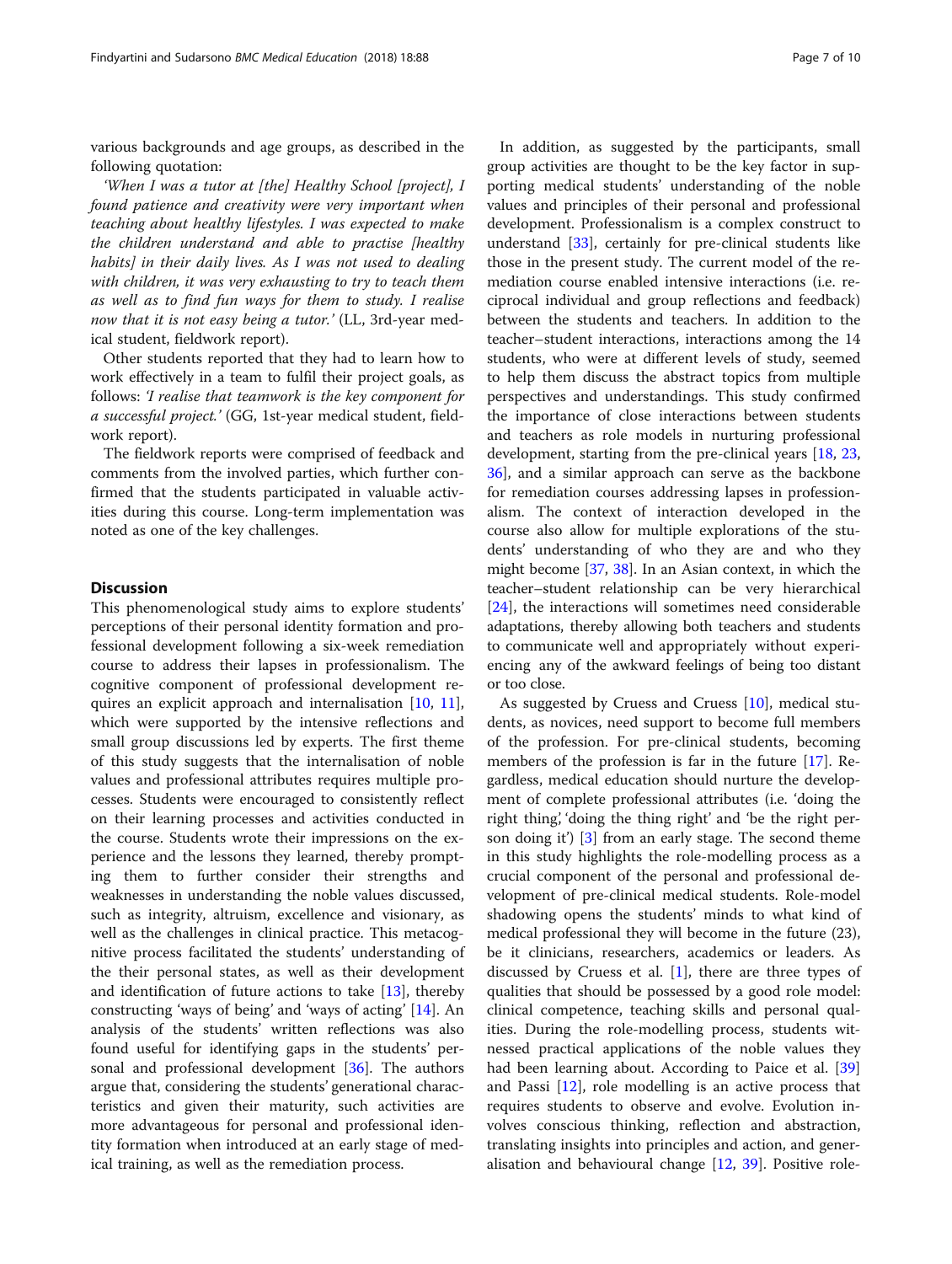various backgrounds and age groups, as described in the following quotation:

*'When I was a tutor at [the] Healthy School [project], I found patience and creativity were very important when teaching about healthy lifestyles. I was expected to make the children understand and able to practise [healthy habits] in their daily lives. As I was not used to dealing with children, it was very exhausting to try to teach them as well as to find fun ways for them to study. I realise now that it is not easy being a tutor.'* (LL, 3rd-year medical student, fieldwork report).

Other students reported that they had to learn how to work effectively in a team to fulfil their project goals, as follows: *'I realise that teamwork is the key component for a successful project.'* (GG, 1st-year medical student, fieldwork report).

The fieldwork reports were comprised of feedback and comments from the involved parties, which further confirmed that the students participated in valuable activities during this course. Long-term implementation was noted as one of the key challenges.

## Discussion

This phenomenological study aims to explore students' perceptions of their personal identity formation and professional development following a six-week remediation course to address their lapses in professionalism. The cognitive component of professional development requires an explicit approach and internalisation [10, 11], which were supported by the intensive reflections and small group discussions led by experts. The first theme of this study suggests that the internalisation of noble values and professional attributes requires multiple processes. Students were encouraged to consistently reflect on their learning processes and activities conducted in the course. Students wrote their impressions on the experience and the lessons they learned, thereby prompting them to further consider their strengths and weaknesses in understanding the noble values discussed, such as integrity, altruism, excellence and visionary, as well as the challenges in clinical practice. This metacognitive process facilitated the students' understanding of the their personal states, as well as their development and identification of future actions to take [13], thereby constructing 'ways of being' and 'ways of acting' [14]. An analysis of the students' written reflections was also found useful for identifying gaps in the students' personal and professional development [36]. The authors argue that, considering the students' generational characteristics and given their maturity, such activities are more advantageous for personal and professional identity formation when introduced at an early stage of medical training, as well as the remediation process.

In addition, as suggested by the participants, small group activities are thought to be the key factor in supporting medical students' understanding of the noble values and principles of their personal and professional development. Professionalism is a complex construct to understand [33], certainly for pre-clinical students like those in the present study. The current model of the remediation course enabled intensive interactions (i.e. reciprocal individual and group reflections and feedback) between the students and teachers. In addition to the teacher–student interactions, interactions among the 14 students, who were at different levels of study, seemed to help them discuss the abstract topics from multiple perspectives and understandings. This study confirmed the importance of close interactions between students and teachers as role models in nurturing professional development, starting from the pre-clinical years [18, 23, 36], and a similar approach can serve as the backbone for remediation courses addressing lapses in professionalism. The context of interaction developed in the course also allow for multiple explorations of the students' understanding of who they are and who they might become [37, 38]. In an Asian context, in which the teacher–student relationship can be very hierarchical [24], the interactions will sometimes need considerable adaptations, thereby allowing both teachers and students to communicate well and appropriately without experiencing any of the awkward feelings of being too distant or too close.

As suggested by Cruess and Cruess [10], medical students, as novices, need support to become full members of the profession. For pre-clinical students, becoming members of the profession is far in the future [17]. Regardless, medical education should nurture the development of complete professional attributes (i.e. 'doing the right thing', 'doing the thing right' and 'be the right person doing it') [3] from an early stage. The second theme in this study highlights the role-modelling process as a crucial component of the personal and professional development of pre-clinical medical students. Role-model shadowing opens the students' minds to what kind of medical professional they will become in the future (23), be it clinicians, researchers, academics or leaders. As discussed by Cruess et al. [1], there are three types of qualities that should be possessed by a good role model: clinical competence, teaching skills and personal qualities. During the role-modelling process, students witnessed practical applications of the noble values they had been learning about. According to Paice et al. [39] and Passi [12], role modelling is an active process that requires students to observe and evolve. Evolution involves conscious thinking, reflection and abstraction, translating insights into principles and action, and generalisation and behavioural change [12, 39]. Positive role-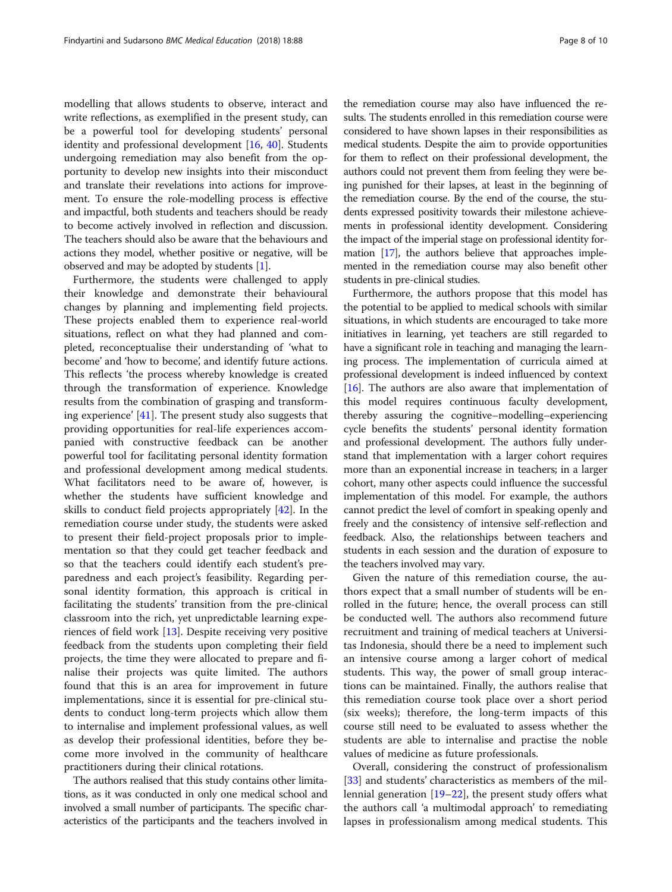modelling that allows students to observe, interact and write reflections, as exemplified in the present study, can be a powerful tool for developing students' personal identity and professional development [16, 40]. Students undergoing remediation may also benefit from the opportunity to develop new insights into their misconduct and translate their revelations into actions for improvement. To ensure the role-modelling process is effective and impactful, both students and teachers should be ready to become actively involved in reflection and discussion. The teachers should also be aware that the behaviours and actions they model, whether positive or negative, will be observed and may be adopted by students [1].

Furthermore, the students were challenged to apply their knowledge and demonstrate their behavioural changes by planning and implementing field projects. These projects enabled them to experience real-world situations, reflect on what they had planned and completed, reconceptualise their understanding of 'what to become' and 'how to become', and identify future actions. This reflects 'the process whereby knowledge is created through the transformation of experience. Knowledge results from the combination of grasping and transforming experience' [41]. The present study also suggests that providing opportunities for real-life experiences accompanied with constructive feedback can be another powerful tool for facilitating personal identity formation and professional development among medical students. What facilitators need to be aware of, however, is whether the students have sufficient knowledge and skills to conduct field projects appropriately [42]. In the remediation course under study, the students were asked to present their field-project proposals prior to implementation so that they could get teacher feedback and so that the teachers could identify each student's preparedness and each project's feasibility. Regarding personal identity formation, this approach is critical in facilitating the students' transition from the pre-clinical classroom into the rich, yet unpredictable learning experiences of field work [13]. Despite receiving very positive feedback from the students upon completing their field projects, the time they were allocated to prepare and finalise their projects was quite limited. The authors found that this is an area for improvement in future implementations, since it is essential for pre-clinical students to conduct long-term projects which allow them to internalise and implement professional values, as well as develop their professional identities, before they become more involved in the community of healthcare practitioners during their clinical rotations.

The authors realised that this study contains other limitations, as it was conducted in only one medical school and involved a small number of participants. The specific characteristics of the participants and the teachers involved in the remediation course may also have influenced the results. The students enrolled in this remediation course were considered to have shown lapses in their responsibilities as medical students. Despite the aim to provide opportunities for them to reflect on their professional development, the authors could not prevent them from feeling they were being punished for their lapses, at least in the beginning of the remediation course. By the end of the course, the students expressed positivity towards their milestone achievements in professional identity development. Considering the impact of the imperial stage on professional identity formation [17], the authors believe that approaches implemented in the remediation course may also benefit other students in pre-clinical studies.

Furthermore, the authors propose that this model has the potential to be applied to medical schools with similar situations, in which students are encouraged to take more initiatives in learning, yet teachers are still regarded to have a significant role in teaching and managing the learning process. The implementation of curricula aimed at professional development is indeed influenced by context [16]. The authors are also aware that implementation of this model requires continuous faculty development, thereby assuring the cognitive–modelling–experiencing cycle benefits the students' personal identity formation and professional development. The authors fully understand that implementation with a larger cohort requires more than an exponential increase in teachers; in a larger cohort, many other aspects could influence the successful implementation of this model. For example, the authors cannot predict the level of comfort in speaking openly and freely and the consistency of intensive self-reflection and feedback. Also, the relationships between teachers and students in each session and the duration of exposure to the teachers involved may vary.

Given the nature of this remediation course, the authors expect that a small number of students will be enrolled in the future; hence, the overall process can still be conducted well. The authors also recommend future recruitment and training of medical teachers at Universitas Indonesia, should there be a need to implement such an intensive course among a larger cohort of medical students. This way, the power of small group interactions can be maintained. Finally, the authors realise that this remediation course took place over a short period (six weeks); therefore, the long-term impacts of this course still need to be evaluated to assess whether the students are able to internalise and practise the noble values of medicine as future professionals.

Overall, considering the construct of professionalism [33] and students' characteristics as members of the millennial generation [19–22], the present study offers what the authors call 'a multimodal approach' to remediating lapses in professionalism among medical students. This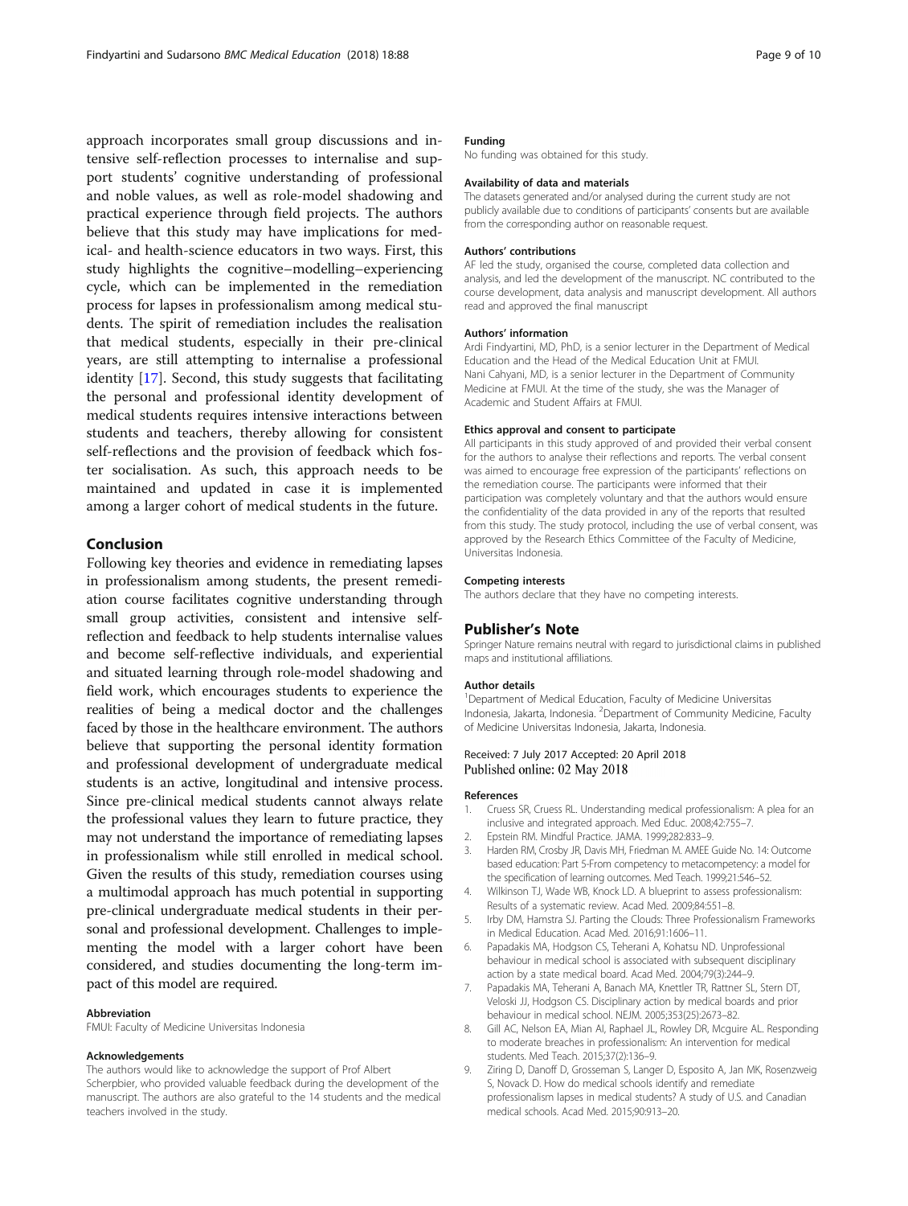approach incorporates small group discussions and intensive self-reflection processes to internalise and support students' cognitive understanding of professional and noble values, as well as role-model shadowing and practical experience through field projects. The authors believe that this study may have implications for medical- and health-science educators in two ways. First, this study highlights the cognitive–modelling–experiencing cycle, which can be implemented in the remediation process for lapses in professionalism among medical students. The spirit of remediation includes the realisation that medical students, especially in their pre-clinical years, are still attempting to internalise a professional identity [17]. Second, this study suggests that facilitating the personal and professional identity development of medical students requires intensive interactions between students and teachers, thereby allowing for consistent self-reflections and the provision of feedback which foster socialisation. As such, this approach needs to be maintained and updated in case it is implemented among a larger cohort of medical students in the future.

## Conclusion

Following key theories and evidence in remediating lapses in professionalism among students, the present remediation course facilitates cognitive understanding through small group activities, consistent and intensive self-reflection and feedback to help students internalise values and become self-reflective individuals, and experiential and situated learning through role-model shadowing and field work, which encourages students to experience the realities of being a medical doctor and the challenges faced by those in the healthcare environment. The authors believe that supporting the personal identity formation and professional development of undergraduate medical students is an active, longitudinal and intensive process. Since pre-clinical medical students cannot always relate the professional values they learn to future practice, they may not understand the importance of remediating lapses in professionalism while still enrolled in medical school. Given the results of this study, remediation courses using a multimodal approach has much potential in supporting pre-clinical undergraduate medical students in their personal and professional development. Challenges to implementing the model with a larger cohort have been considered, and studies documenting the long-term impact of this model are required.

#### Abbreviation

FMUI: Faculty of Medicine Universitas Indonesia

#### Acknowledgements

The authors would like to acknowledge the support of Prof Albert Scherpbier, who provided valuable feedback during the development of the manuscript. The authors are also grateful to the 14 students and the medical teachers involved in the study.

#### Funding

No funding was obtained for this study.

#### Availability of data and materials

The datasets generated and/or analysed during the current study are not publicly available due to conditions of participants' consents but are available from the corresponding author on reasonable request.

#### Authors' contributions

AF led the study, organised the course, completed data collection and analysis, and led the development of the manuscript. NC contributed to the course development, data analysis and manuscript development. All authors read and approved the final manuscript

#### Authors' information

Ardi Findyartini, MD, PhD, is a senior lecturer in the Department of Medical Education and the Head of the Medical Education Unit at FMUI.
Nani Cahyani, MD, is a senior lecturer in the Department of Community Medicine at FMUI. At the time of the study, she was the Manager of Academic and Student Affairs at FMUI.

#### Ethics approval and consent to participate

All participants in this study approved of and provided their verbal consent for the authors to analyse their reflections and reports. The verbal consent was aimed to encourage free expression of the participants' reflections on the remediation course. The participants were informed that their participation was completely voluntary and that the authors would ensure the confidentiality of the data provided in any of the reports that resulted from this study. The study protocol, including the use of verbal consent, was approved by the Research Ethics Committee of the Faculty of Medicine, Universitas Indonesia.

#### Competing interests

The authors declare that they have no competing interests.

## Publisher's Note

Springer Nature remains neutral with regard to jurisdictional claims in published maps and institutional affiliations.

#### Author details

[1]Department of Medical Education, Faculty of Medicine Universitas Indonesia, Jakarta, Indonesia. [2]Department of Community Medicine, Faculty of Medicine Universitas Indonesia, Jakarta, Indonesia.

Received: 7 July 2017 Accepted: 20 April 2018
Published online: 02 May 2018

#### References

1. Cruess SR, Cruess RL. Understanding medical professionalism: A plea for an inclusive and integrated approach. Med Educ. 2008;42:755–7.
2. Epstein RM. Mindful Practice. JAMA. 1999;282:833–9.
3. Harden RM, Crosby JR, Davis MH, Friedman M. AMEE Guide No. 14: Outcome based education: Part 5-From competency to metacompetency: a model for the specification of learning outcomes. Med Teach. 1999;21:546–52.
4. Wilkinson TJ, Wade WB, Knock LD. A blueprint to assess professionalism: Results of a systematic review. Acad Med. 2009;84:551–8.
5. Irby DM, Hamstra SJ. Parting the Clouds: Three Professionalism Frameworks in Medical Education. Acad Med. 2016;91:1606–11.
6. Papadakis MA, Hodgson CS, Teherani A, Kohatsu ND. Unprofessional behaviour in medical school is associated with subsequent disciplinary action by a state medical board. Acad Med. 2004;79(3):244–9.
7. Papadakis MA, Teherani A, Banach MA, Knettler TR, Rattner SL, Stern DT, Veloski JJ, Hodgson CS. Disciplinary action by medical boards and prior behaviour in medical school. NEJM. 2005;353(25):2673–82.
8. Gill AC, Nelson EA, Mian AI, Raphael JL, Rowley DR, Mcguire AL. Responding to moderate breaches in professionalism: An intervention for medical students. Med Teach. 2015;37(2):136–9.
9. Ziring D, Danoff D, Grosseman S, Langer D, Esposito A, Jan MK, Rosenzweig S, Novack D. How do medical schools identify and remediate professionalism lapses in medical students? A study of U.S. and Canadian medical schools. Acad Med. 2015;90:913–20.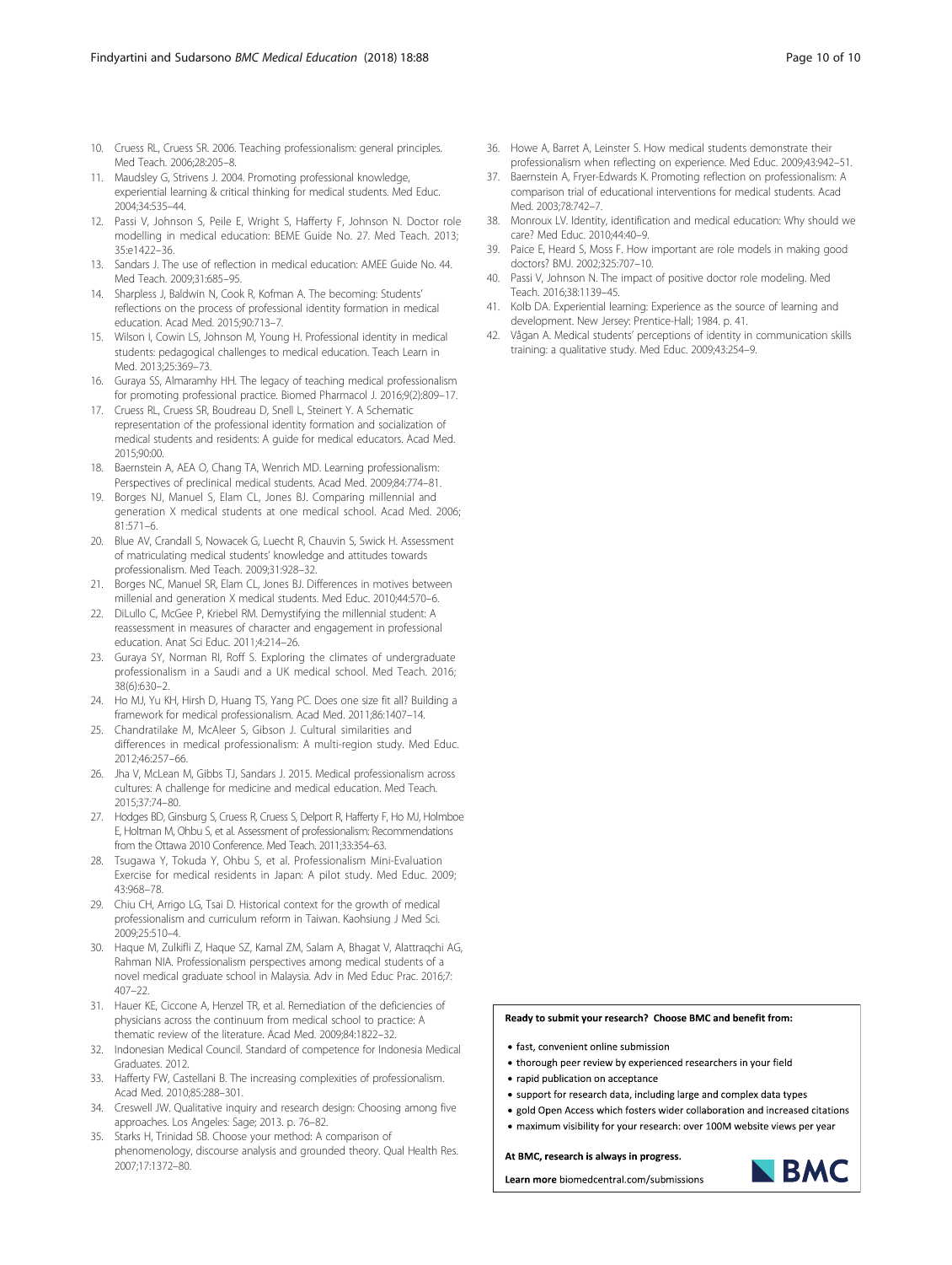10. Cruess RL, Cruess SR. 2006. Teaching professionalism: general principles. Med Teach. 2006;28:205–8.
11. Maudsley G, Strivens J. 2004. Promoting professional knowledge, experiential learning & critical thinking for medical students. Med Educ. 2004;34:535–44.
12. Passi V, Johnson S, Peile E, Wright S, Hafferty F, Johnson N. Doctor role modelling in medical education: BEME Guide No. 27. Med Teach. 2013; 35:e1422–36.
13. Sandars J. The use of reflection in medical education: AMEE Guide No. 44. Med Teach. 2009;31:685–95.
14. Sharpless J, Baldwin N, Cook R, Kofman A. The becoming: Students' reflections on the process of professional identity formation in medical education. Acad Med. 2015;90:713–7.
15. Wilson I, Cowin LS, Johnson M, Young H. Professional identity in medical students: pedagogical challenges to medical education. Teach Learn in Med. 2013;25:369–73.
16. Guraya SS, Almaramhy HH. The legacy of teaching medical professionalism for promoting professional practice. Biomed Pharmacol J. 2016;9(2):809–17.
17. Cruess RL, Cruess SR, Boudreau D, Snell L, Steinert Y. A Schematic representation of the professional identity formation and socialization of medical students and residents: A guide for medical educators. Acad Med. 2015;90:00.
18. Baernstein A, AEA O, Chang TA, Wenrich MD. Learning professionalism: Perspectives of preclinical medical students. Acad Med. 2009;84:774–81.
19. Borges NJ, Manuel S, Elam CL, Jones BJ. Comparing millennial and generation X medical students at one medical school. Acad Med. 2006; 81:571–6.
20. Blue AV, Crandall S, Nowacek G, Luecht R, Chauvin S, Swick H. Assessment of matriculating medical students' knowledge and attitudes towards professionalism. Med Teach. 2009;31:928–32.
21. Borges NC, Manuel SR, Elam CL, Jones BJ. Differences in motives between millenial and generation X medical students. Med Educ. 2010;44:570–6.
22. DiLullo C, McGee P, Kriebel RM. Demystifying the millennial student: A reassessment in measures of character and engagement in professional education. Anat Sci Educ. 2011;4:214–26.
23. Guraya SY, Norman RI, Roff S. Exploring the climates of undergraduate professionalism in a Saudi and a UK medical school. Med Teach. 2016; 38(6):630–2.
24. Ho MJ, Yu KH, Hirsh D, Huang TS, Yang PC. Does one size fit all? Building a framework for medical professionalism. Acad Med. 2011;86:1407–14.
25. Chandratilake M, McAleer S, Gibson J. Cultural similarities and differences in medical professionalism: A multi-region study. Med Educ. 2012;46:257–66.
26. Jha V, McLean M, Gibbs TJ, Sandars J. 2015. Medical professionalism across cultures: A challenge for medicine and medical education. Med Teach. 2015;37:74–80.
27. Hodges BD, Ginsburg S, Cruess R, Cruess S, Delport R, Hafferty F, Ho MJ, Holmboe E, Holtman M, Ohbu S, et al. Assessment of professionalism: Recommendations from the Ottawa 2010 Conference. Med Teach. 2011;33:354–63.
28. Tsugawa Y, Tokuda Y, Ohbu S, et al. Professionalism Mini-Evaluation Exercise for medical residents in Japan: A pilot study. Med Educ. 2009; 43:968–78.
29. Chiu CH, Arrigo LG, Tsai D. Historical context for the growth of medical professionalism and curriculum reform in Taiwan. Kaohsiung J Med Sci. 2009;25:510–4.
30. Haque M, Zulkifli Z, Haque SZ, Kamal ZM, Salam A, Bhagat V, Alattraqchi AG, Rahman NIA. Professionalism perspectives among medical students of a novel medical graduate school in Malaysia. Adv in Med Educ Prac. 2016;7: 407–22.
31. Hauer KE, Ciccone A, Henzel TR, et al. Remediation of the deficiencies of physicians across the continuum from medical school to practice: A thematic review of the literature. Acad Med. 2009;84:1822–32.
32. Indonesian Medical Council. Standard of competence for Indonesia Medical Graduates. 2012.
33. Hafferty FW, Castellani B. The increasing complexities of professionalism. Acad Med. 2010;85:288–301.
34. Creswell JW. Qualitative inquiry and research design: Choosing among five approaches. Los Angeles: Sage; 2013. p. 76–82.
35. Starks H, Trinidad SB. Choose your method: A comparison of phenomenology, discourse analysis and grounded theory. Qual Health Res. 2007;17:1372–80.
36. Howe A, Barret A, Leinster S. How medical students demonstrate their professionalism when reflecting on experience. Med Educ. 2009;43:942–51.
37. Baernstein A, Fryer-Edwards K. Promoting reflection on professionalism: A comparison trial of educational interventions for medical students. Acad Med. 2003;78:742–7.
38. Monroux LV. Identity, identification and medical education: Why should we care? Med Educ. 2010;44:40–9.
39. Paice E, Heard S, Moss F. How important are role models in making good doctors? BMJ. 2002;325:707–10.
40. Passi V, Johnson N. The impact of positive doctor role modeling. Med Teach. 2016;38:1139–45.
41. Kolb DA. Experiential learning: Experience as the source of learning and development. New Jersey: Prentice-Hall; 1984. p. 41.
42. Vågan A. Medical students' perceptions of identity in communication skills training: a qualitative study. Med Educ. 2009;43:254–9.

**Ready to submit your research? Choose BMC and benefit from:**

- fast, convenient online submission
- thorough peer review by experienced researchers in your field
- rapid publication on acceptance
- support for research data, including large and complex data types
- gold Open Access which fosters wider collaboration and increased citations
- maximum visibility for your research: over 100M website views per year

**At BMC, research is always in progress.**

**Learn more** biomedcentral.com/submissions

BMC